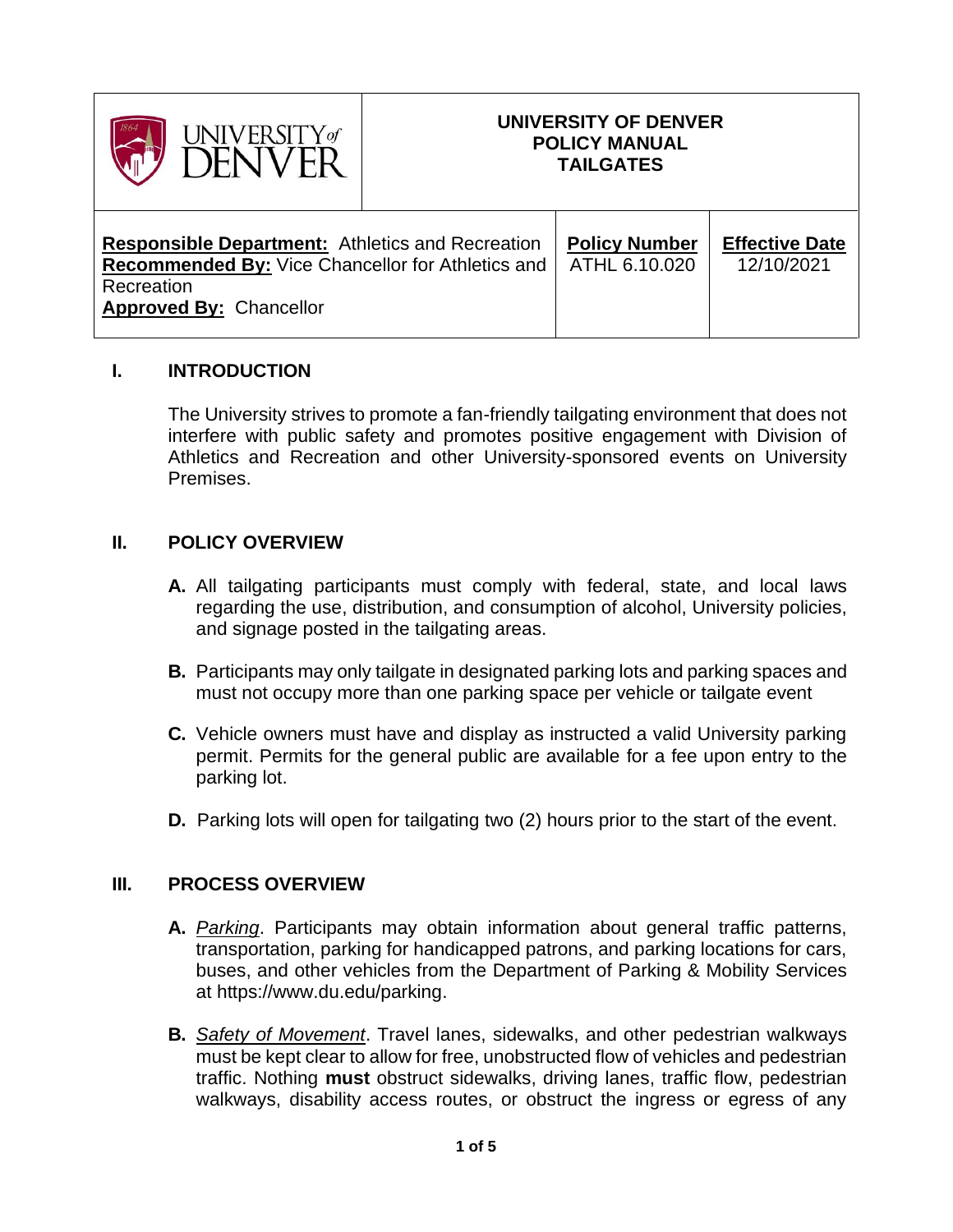| UNIVERSITY of DENVER | UNIVERSITY OF DENVER<br>POLICY MANUAL<br>TAILGATES | |
|---|---|---|
| **Responsible Department:** Athletics and Recreation<br>**Recommended By:** Vice Chancellor for Athletics and Recreation<br>**Approved By:** Chancellor | **Policy Number**<br>ATHL 6.10.020 | **Effective Date**<br>12/10/2021 |

## I. INTRODUCTION

The University strives to promote a fan-friendly tailgating environment that does not interfere with public safety and promotes positive engagement with Division of Athletics and Recreation and other University-sponsored events on University Premises.

## II. POLICY OVERVIEW

**A.** All tailgating participants must comply with federal, state, and local laws regarding the use, distribution, and consumption of alcohol, University policies, and signage posted in the tailgating areas.

**B.** Participants may only tailgate in designated parking lots and parking spaces and must not occupy more than one parking space per vehicle or tailgate event

**C.** Vehicle owners must have and display as instructed a valid University parking permit. Permits for the general public are available for a fee upon entry to the parking lot.

**D.** Parking lots will open for tailgating two (2) hours prior to the start of the event.

## III. PROCESS OVERVIEW

**A.** *Parking*. Participants may obtain information about general traffic patterns, transportation, parking for handicapped patrons, and parking locations for cars, buses, and other vehicles from the Department of Parking & Mobility Services at https://www.du.edu/parking.

**B.** *Safety of Movement*. Travel lanes, sidewalks, and other pedestrian walkways must be kept clear to allow for free, unobstructed flow of vehicles and pedestrian traffic. Nothing **must** obstruct sidewalks, driving lanes, traffic flow, pedestrian walkways, disability access routes, or obstruct the ingress or egress of any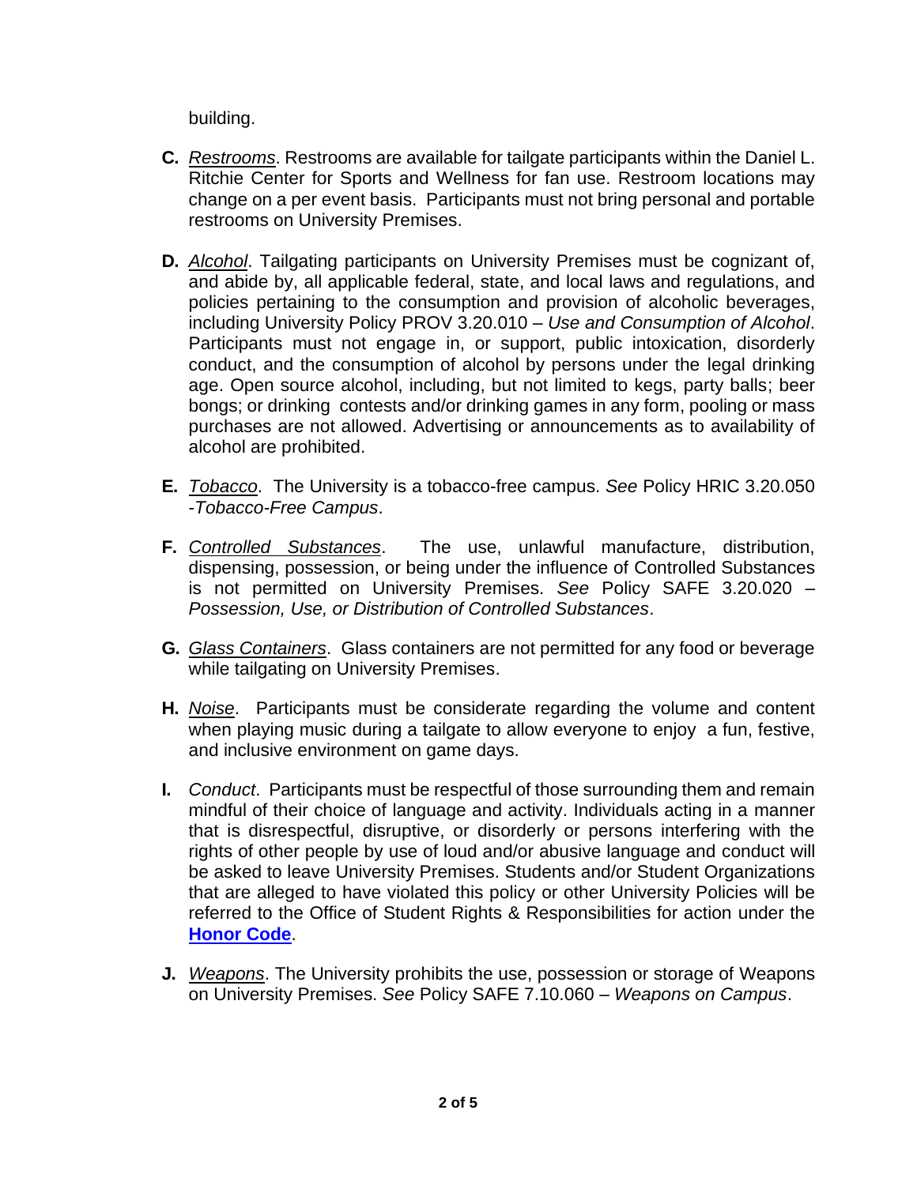building.

**C.** _Restrooms_. Restrooms are available for tailgate participants within the Daniel L. Ritchie Center for Sports and Wellness for fan use. Restroom locations may change on a per event basis. Participants must not bring personal and portable restrooms on University Premises.

**D.** _Alcohol_. Tailgating participants on University Premises must be cognizant of, and abide by, all applicable federal, state, and local laws and regulations, and policies pertaining to the consumption and provision of alcoholic beverages, including University Policy PROV 3.20.010 – *Use and Consumption of Alcohol*. Participants must not engage in, or support, public intoxication, disorderly conduct, and the consumption of alcohol by persons under the legal drinking age. Open source alcohol, including, but not limited to kegs, party balls; beer bongs; or drinking contests and/or drinking games in any form, pooling or mass purchases are not allowed. Advertising or announcements as to availability of alcohol are prohibited.

**E.** _Tobacco_. The University is a tobacco-free campus. *See* Policy HRIC 3.20.050 -*Tobacco-Free Campus*.

**F.** _Controlled Substances_. The use, unlawful manufacture, distribution, dispensing, possession, or being under the influence of Controlled Substances is not permitted on University Premises. *See* Policy SAFE 3.20.020 – *Possession, Use, or Distribution of Controlled Substances*.

**G.** _Glass Containers_. Glass containers are not permitted for any food or beverage while tailgating on University Premises.

**H.** _Noise_. Participants must be considerate regarding the volume and content when playing music during a tailgate to allow everyone to enjoy a fun, festive, and inclusive environment on game days.

**I.** *Conduct*. Participants must be respectful of those surrounding them and remain mindful of their choice of language and activity. Individuals acting in a manner that is disrespectful, disruptive, or disorderly or persons interfering with the rights of other people by use of loud and/or abusive language and conduct will be asked to leave University Premises. Students and/or Student Organizations that are alleged to have violated this policy or other University Policies will be referred to the Office of Student Rights & Responsibilities for action under the **Honor Code**.

**J.** _Weapons_. The University prohibits the use, possession or storage of Weapons on University Premises. *See* Policy SAFE 7.10.060 – *Weapons on Campus*.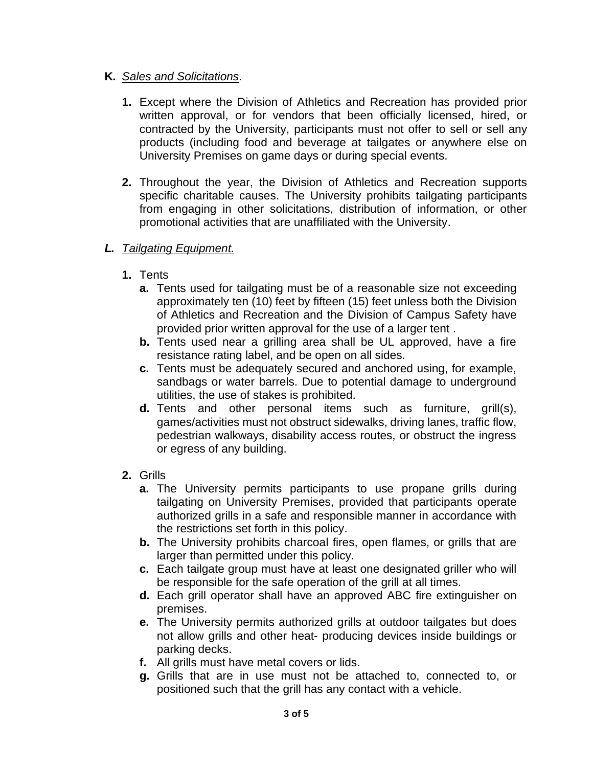**K.** *Sales and Solicitations*.

**1.** Except where the Division of Athletics and Recreation has provided prior written approval, or for vendors that been officially licensed, hired, or contracted by the University, participants must not offer to sell or sell any products (including food and beverage at tailgates or anywhere else on University Premises on game days or during special events.

**2.** Throughout the year, the Division of Athletics and Recreation supports specific charitable causes. The University prohibits tailgating participants from engaging in other solicitations, distribution of information, or other promotional activities that are unaffiliated with the University.

***L.*** *Tailgating Equipment.*

**1.** Tents

- **a.** Tents used for tailgating must be of a reasonable size not exceeding approximately ten (10) feet by fifteen (15) feet unless both the Division of Athletics and Recreation and the Division of Campus Safety have provided prior written approval for the use of a larger tent .
- **b.** Tents used near a grilling area shall be UL approved, have a fire resistance rating label, and be open on all sides.
- **c.** Tents must be adequately secured and anchored using, for example, sandbags or water barrels. Due to potential damage to underground utilities, the use of stakes is prohibited.
- **d.** Tents and other personal items such as furniture, grill(s), games/activities must not obstruct sidewalks, driving lanes, traffic flow, pedestrian walkways, disability access routes, or obstruct the ingress or egress of any building.

**2.** Grills

- **a.** The University permits participants to use propane grills during tailgating on University Premises, provided that participants operate authorized grills in a safe and responsible manner in accordance with the restrictions set forth in this policy.
- **b.** The University prohibits charcoal fires, open flames, or grills that are larger than permitted under this policy.
- **c.** Each tailgate group must have at least one designated griller who will be responsible for the safe operation of the grill at all times.
- **d.** Each grill operator shall have an approved ABC fire extinguisher on premises.
- **e.** The University permits authorized grills at outdoor tailgates but does not allow grills and other heat- producing devices inside buildings or parking decks.
- **f.** All grills must have metal covers or lids.
- **g.** Grills that are in use must not be attached to, connected to, or positioned such that the grill has any contact with a vehicle.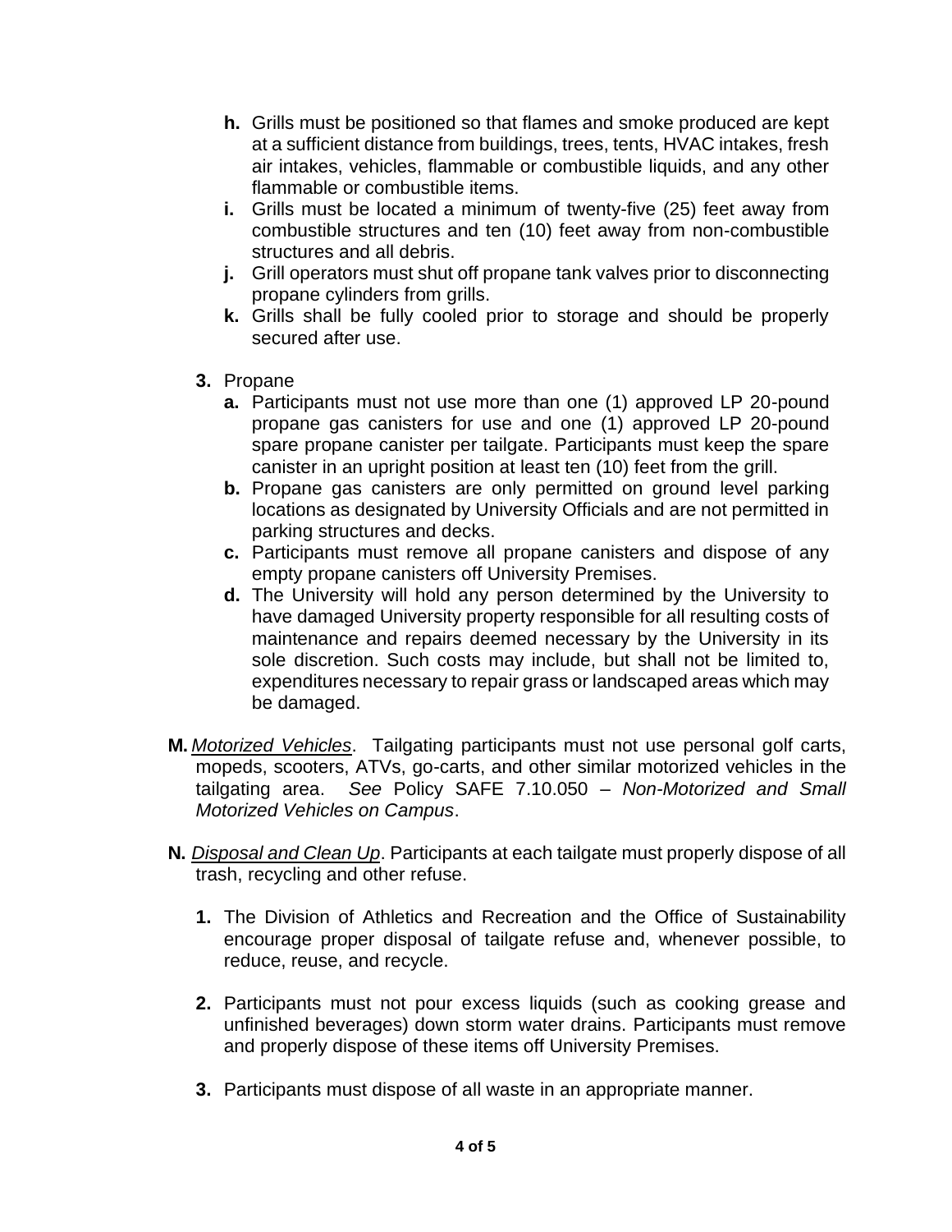h. Grills must be positioned so that flames and smoke produced are kept at a sufficient distance from buildings, trees, tents, HVAC intakes, fresh air intakes, vehicles, flammable or combustible liquids, and any other flammable or combustible items.

i. Grills must be located a minimum of twenty-five (25) feet away from combustible structures and ten (10) feet away from non-combustible structures and all debris.

j. Grill operators must shut off propane tank valves prior to disconnecting propane cylinders from grills.

k. Grills shall be fully cooled prior to storage and should be properly secured after use.

**3.** Propane

**a.** Participants must not use more than one (1) approved LP 20-pound propane gas canisters for use and one (1) approved LP 20-pound spare propane canister per tailgate. Participants must keep the spare canister in an upright position at least ten (10) feet from the grill.

**b.** Propane gas canisters are only permitted on ground level parking locations as designated by University Officials and are not permitted in parking structures and decks.

**c.** Participants must remove all propane canisters and dispose of any empty propane canisters off University Premises.

**d.** The University will hold any person determined by the University to have damaged University property responsible for all resulting costs of maintenance and repairs deemed necessary by the University in its sole discretion. Such costs may include, but shall not be limited to, expenditures necessary to repair grass or landscaped areas which may be damaged.

**M.** *Motorized Vehicles*. Tailgating participants must not use personal golf carts, mopeds, scooters, ATVs, go-carts, and other similar motorized vehicles in the tailgating area. *See* Policy SAFE 7.10.050 – *Non-Motorized and Small Motorized Vehicles on Campus*.

**N.** *Disposal and Clean Up*. Participants at each tailgate must properly dispose of all trash, recycling and other refuse.

**1.** The Division of Athletics and Recreation and the Office of Sustainability encourage proper disposal of tailgate refuse and, whenever possible, to reduce, reuse, and recycle.

**2.** Participants must not pour excess liquids (such as cooking grease and unfinished beverages) down storm water drains. Participants must remove and properly dispose of these items off University Premises.

**3.** Participants must dispose of all waste in an appropriate manner.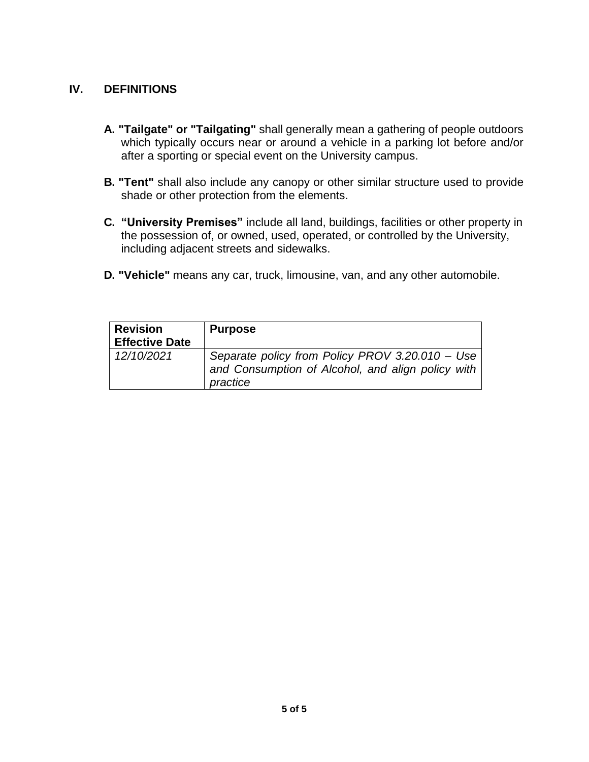## IV. DEFINITIONS

**A. "Tailgate" or "Tailgating"** shall generally mean a gathering of people outdoors which typically occurs near or around a vehicle in a parking lot before and/or after a sporting or special event on the University campus.

**B. "Tent"** shall also include any canopy or other similar structure used to provide shade or other protection from the elements.

**C. "University Premises"** include all land, buildings, facilities or other property in the possession of, or owned, used, operated, or controlled by the University, including adjacent streets and sidewalks.

**D. "Vehicle"** means any car, truck, limousine, van, and any other automobile.

| **Revision Effective Date** | **Purpose** |
|---|---|
| *12/10/2021* | *Separate policy from Policy PROV 3.20.010 – Use and Consumption of Alcohol, and align policy with practice* |